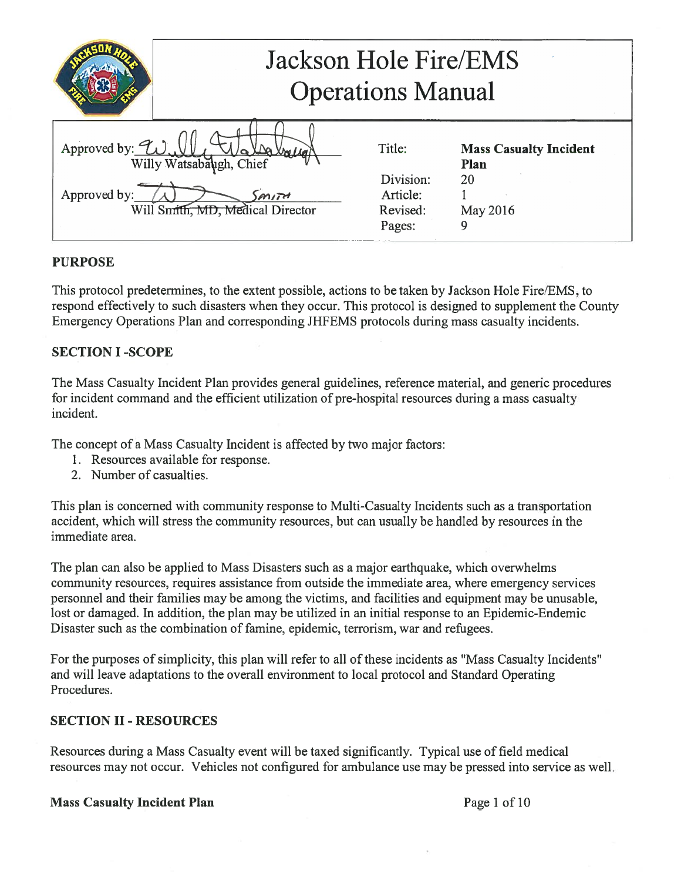# Jackson Hole Fire/EMS Operations Manual

| Approved by: Willy Watsabaugh, Chief | Title: | **Mass Casualty Incident Plan** |
|---|---|---|
| Approved by: Will Smith, MD, Medical Director | Division: | 20 |
| | Article: | 1 |
| | Revised: | May 2016 |
| | Pages: | 9 |

**PURPOSE**

This protocol predetermines, to the extent possible, actions to be taken by Jackson Hole Fire/EMS, to respond effectively to such disasters when they occur. This protocol is designed to supplement the County Emergency Operations Plan and corresponding JHFEMS protocols during mass casualty incidents.

**SECTION I -SCOPE**

The Mass Casualty Incident Plan provides general guidelines, reference material, and generic procedures for incident command and the efficient utilization of pre-hospital resources during a mass casualty incident.

The concept of a Mass Casualty Incident is affected by two major factors:

1. Resources available for response.
2. Number of casualties.

This plan is concerned with community response to Multi-Casualty Incidents such as a transportation accident, which will stress the community resources, but can usually be handled by resources in the immediate area.

The plan can also be applied to Mass Disasters such as a major earthquake, which overwhelms community resources, requires assistance from outside the immediate area, where emergency services personnel and their families may be among the victims, and facilities and equipment may be unusable, lost or damaged. In addition, the plan may be utilized in an initial response to an Epidemic-Endemic Disaster such as the combination of famine, epidemic, terrorism, war and refugees.

For the purposes of simplicity, this plan will refer to all of these incidents as "Mass Casualty Incidents" and will leave adaptations to the overall environment to local protocol and Standard Operating Procedures.

**SECTION II - RESOURCES**

Resources during a Mass Casualty event will be taxed significantly. Typical use of field medical resources may not occur. Vehicles not configured for ambulance use may be pressed into service as well.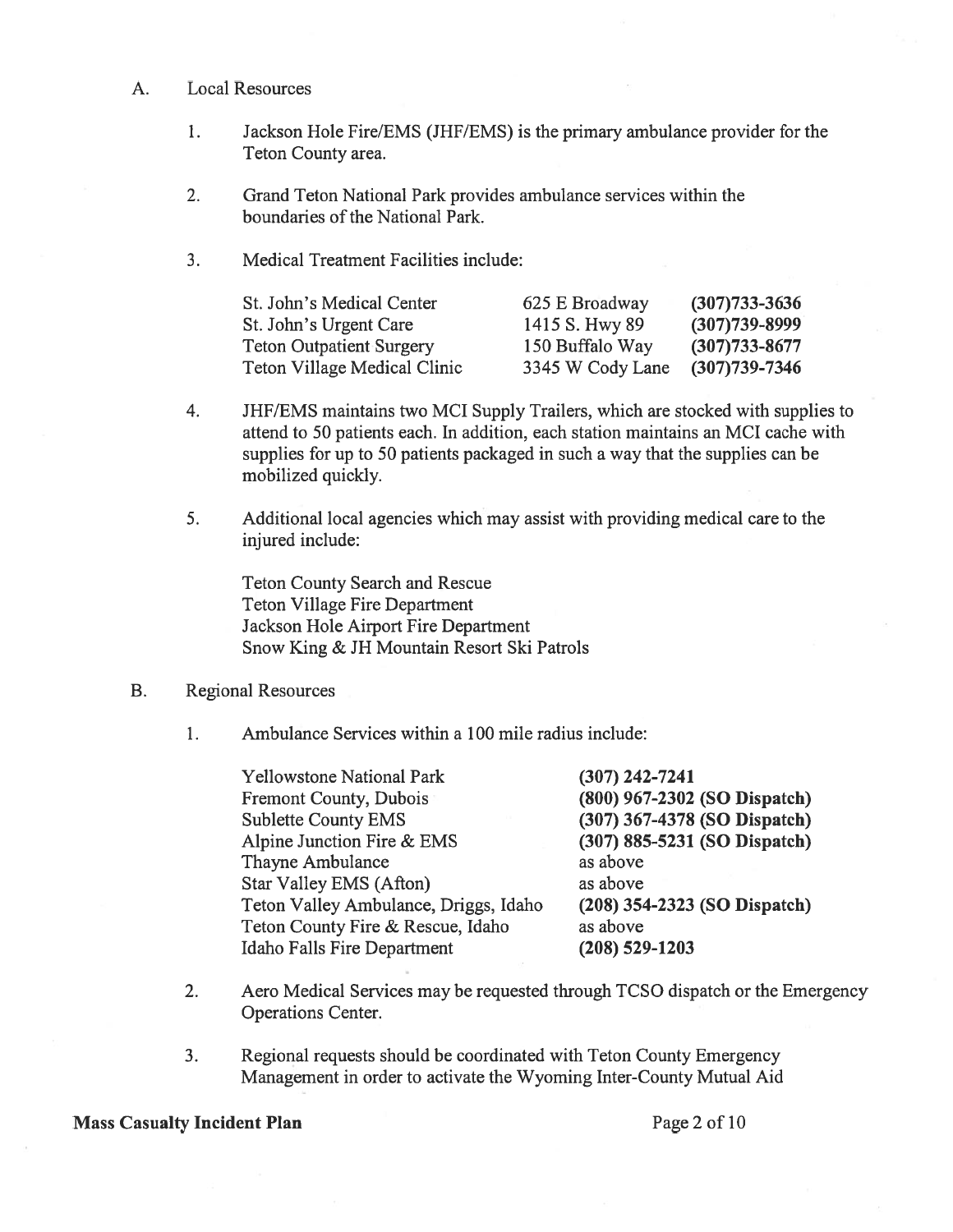A. Local Resources

1. Jackson Hole Fire/EMS (JHF/EMS) is the primary ambulance provider for the Teton County area.

2. Grand Teton National Park provides ambulance services within the boundaries of the National Park.

3. Medical Treatment Facilities include:

| | | |
|---|---|---|
| St. John's Medical Center | 625 E Broadway | **(307)733-3636** |
| St. John's Urgent Care | 1415 S. Hwy 89 | **(307)739-8999** |
| Teton Outpatient Surgery | 150 Buffalo Way | **(307)733-8677** |
| Teton Village Medical Clinic | 3345 W Cody Lane | **(307)739-7346** |

4. JHF/EMS maintains two MCI Supply Trailers, which are stocked with supplies to attend to 50 patients each. In addition, each station maintains an MCI cache with supplies for up to 50 patients packaged in such a way that the supplies can be mobilized quickly.

5. Additional local agencies which may assist with providing medical care to the injured include:

   Teton County Search and Rescue
   Teton Village Fire Department
   Jackson Hole Airport Fire Department
   Snow King & JH Mountain Resort Ski Patrols

B. Regional Resources

1. Ambulance Services within a 100 mile radius include:

| | |
|---|---|
| Yellowstone National Park | **(307) 242-7241** |
| Fremont County, Dubois | **(800) 967-2302 (SO Dispatch)** |
| Sublette County EMS | **(307) 367-4378 (SO Dispatch)** |
| Alpine Junction Fire & EMS | **(307) 885-5231 (SO Dispatch)** |
| Thayne Ambulance | as above |
| Star Valley EMS (Afton) | as above |
| Teton Valley Ambulance, Driggs, Idaho | **(208) 354-2323 (SO Dispatch)** |
| Teton County Fire & Rescue, Idaho | as above |
| Idaho Falls Fire Department | **(208) 529-1203** |

2. Aero Medical Services may be requested through TCSO dispatch or the Emergency Operations Center.

3. Regional requests should be coordinated with Teton County Emergency Management in order to activate the Wyoming Inter-County Mutual Aid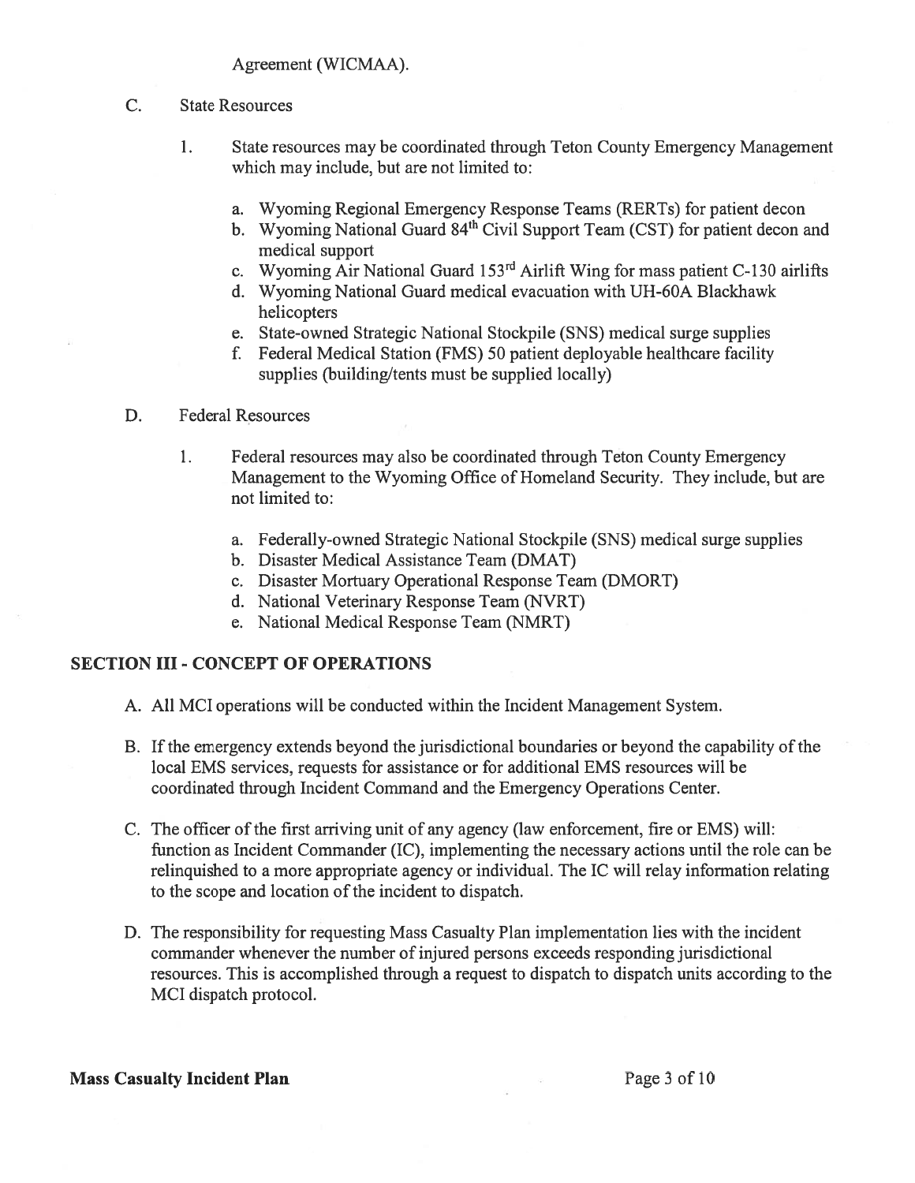Agreement (WICMAA).

C. State Resources

1. State resources may be coordinated through Teton County Emergency Management which may include, but are not limited to:

   a. Wyoming Regional Emergency Response Teams (RERTs) for patient decon
   b. Wyoming National Guard 84th Civil Support Team (CST) for patient decon and medical support
   c. Wyoming Air National Guard 153rd Airlift Wing for mass patient C-130 airlifts
   d. Wyoming National Guard medical evacuation with UH-60A Blackhawk helicopters
   e. State-owned Strategic National Stockpile (SNS) medical surge supplies
   f. Federal Medical Station (FMS) 50 patient deployable healthcare facility supplies (building/tents must be supplied locally)

D. Federal Resources

1. Federal resources may also be coordinated through Teton County Emergency Management to the Wyoming Office of Homeland Security. They include, but are not limited to:

   a. Federally-owned Strategic National Stockpile (SNS) medical surge supplies
   b. Disaster Medical Assistance Team (DMAT)
   c. Disaster Mortuary Operational Response Team (DMORT)
   d. National Veterinary Response Team (NVRT)
   e. National Medical Response Team (NMRT)

## SECTION III - CONCEPT OF OPERATIONS

A. All MCI operations will be conducted within the Incident Management System.

B. If the emergency extends beyond the jurisdictional boundaries or beyond the capability of the local EMS services, requests for assistance or for additional EMS resources will be coordinated through Incident Command and the Emergency Operations Center.

C. The officer of the first arriving unit of any agency (law enforcement, fire or EMS) will: function as Incident Commander (IC), implementing the necessary actions until the role can be relinquished to a more appropriate agency or individual. The IC will relay information relating to the scope and location of the incident to dispatch.

D. The responsibility for requesting Mass Casualty Plan implementation lies with the incident commander whenever the number of injured persons exceeds responding jurisdictional resources. This is accomplished through a request to dispatch to dispatch units according to the MCI dispatch protocol.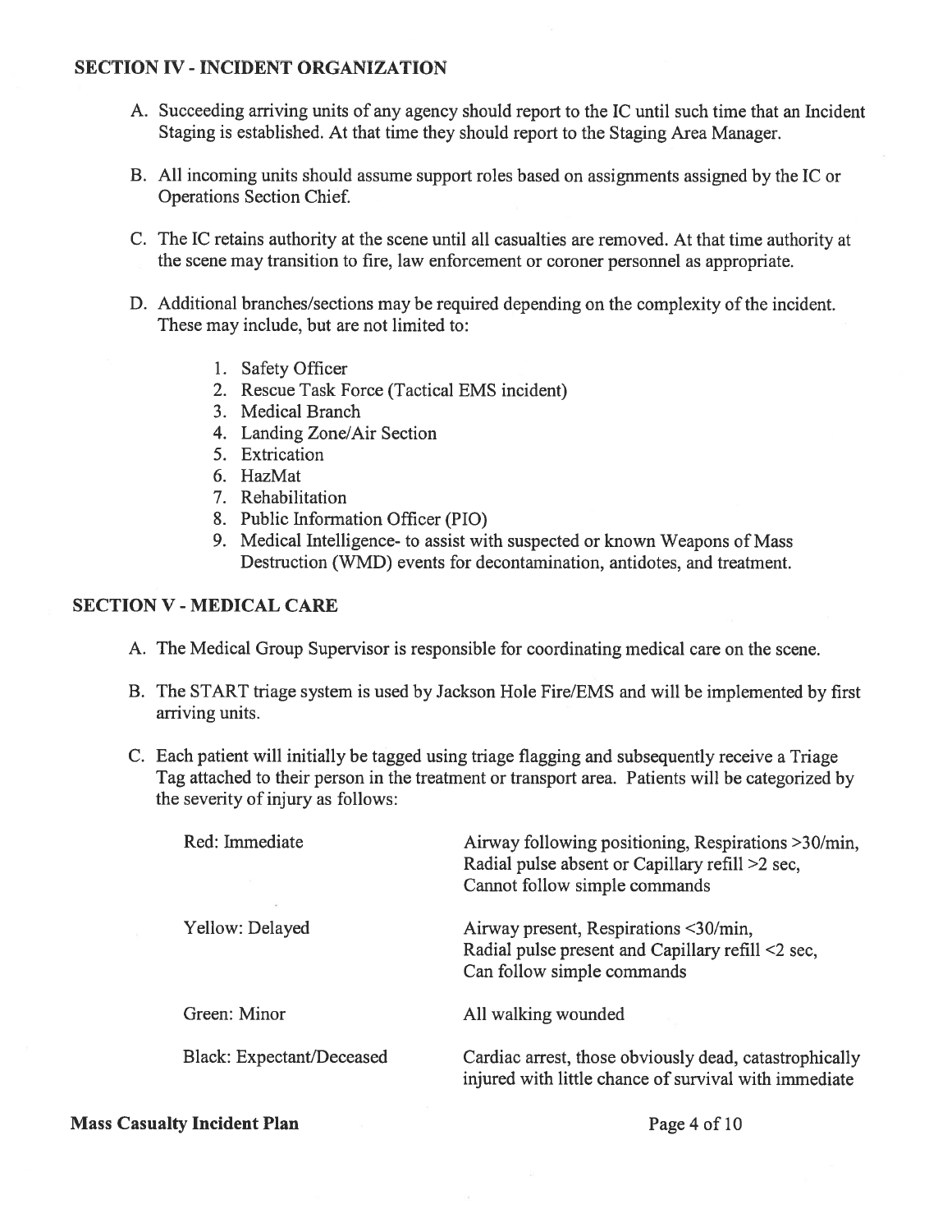## SECTION IV - INCIDENT ORGANIZATION

A. Succeeding arriving units of any agency should report to the IC until such time that an Incident Staging is established. At that time they should report to the Staging Area Manager.

B. All incoming units should assume support roles based on assignments assigned by the IC or Operations Section Chief.

C. The IC retains authority at the scene until all casualties are removed. At that time authority at the scene may transition to fire, law enforcement or coroner personnel as appropriate.

D. Additional branches/sections may be required depending on the complexity of the incident. These may include, but are not limited to:

   1. Safety Officer
   2. Rescue Task Force (Tactical EMS incident)
   3. Medical Branch
   4. Landing Zone/Air Section
   5. Extrication
   6. HazMat
   7. Rehabilitation
   8. Public Information Officer (PIO)
   9. Medical Intelligence- to assist with suspected or known Weapons of Mass Destruction (WMD) events for decontamination, antidotes, and treatment.

## SECTION V - MEDICAL CARE

A. The Medical Group Supervisor is responsible for coordinating medical care on the scene.

B. The START triage system is used by Jackson Hole Fire/EMS and will be implemented by first arriving units.

C. Each patient will initially be tagged using triage flagging and subsequently receive a Triage Tag attached to their person in the treatment or transport area. Patients will be categorized by the severity of injury as follows:

| | |
|---|---|
| Red: Immediate | Airway following positioning, Respirations >30/min, Radial pulse absent or Capillary refill >2 sec, Cannot follow simple commands |
| Yellow: Delayed | Airway present, Respirations <30/min, Radial pulse present and Capillary refill <2 sec, Can follow simple commands |
| Green: Minor | All walking wounded |
| Black: Expectant/Deceased | Cardiac arrest, those obviously dead, catastrophically injured with little chance of survival with immediate |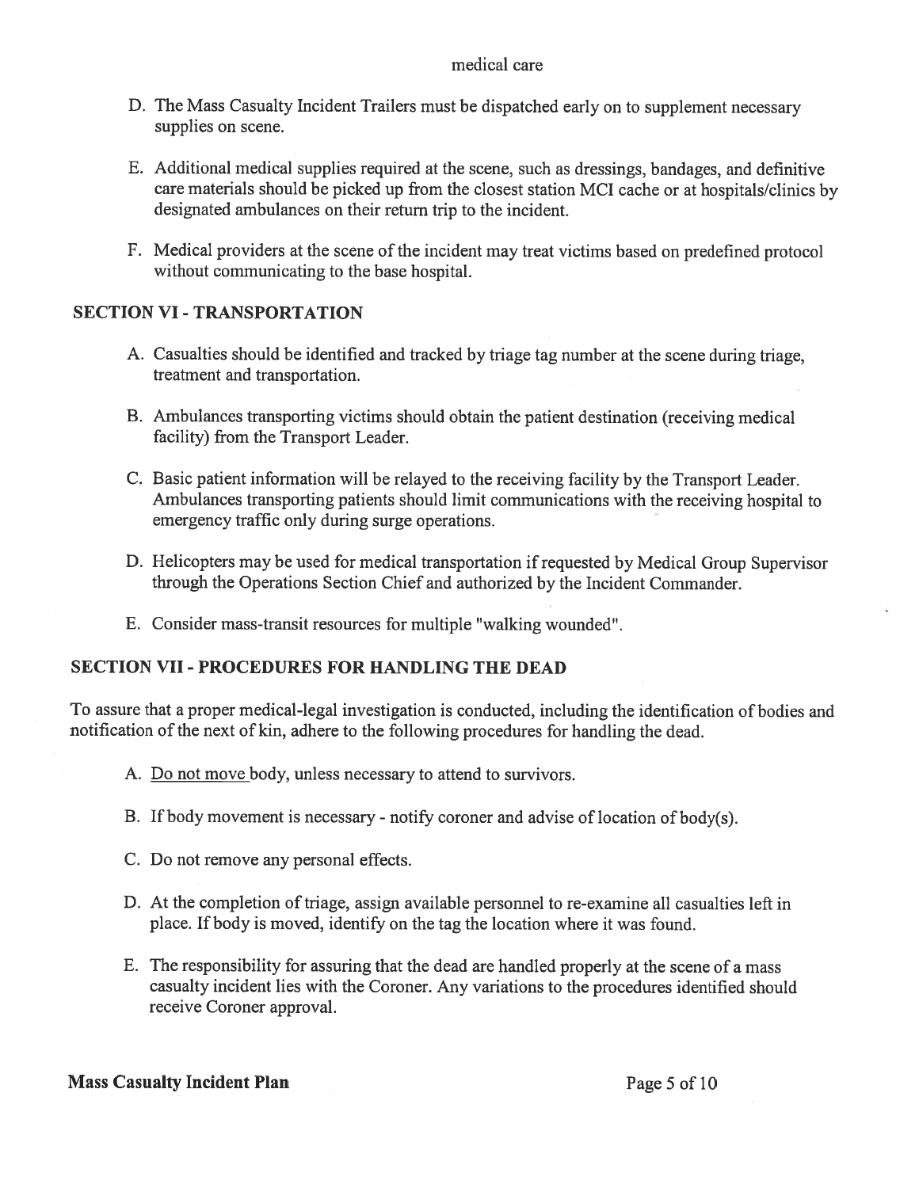medical care

D. The Mass Casualty Incident Trailers must be dispatched early on to supplement necessary supplies on scene.

E. Additional medical supplies required at the scene, such as dressings, bandages, and definitive care materials should be picked up from the closest station MCI cache or at hospitals/clinics by designated ambulances on their return trip to the incident.

F. Medical providers at the scene of the incident may treat victims based on predefined protocol without communicating to the base hospital.

## SECTION VI - TRANSPORTATION

A. Casualties should be identified and tracked by triage tag number at the scene during triage, treatment and transportation.

B. Ambulances transporting victims should obtain the patient destination (receiving medical facility) from the Transport Leader.

C. Basic patient information will be relayed to the receiving facility by the Transport Leader. Ambulances transporting patients should limit communications with the receiving hospital to emergency traffic only during surge operations.

D. Helicopters may be used for medical transportation if requested by Medical Group Supervisor through the Operations Section Chief and authorized by the Incident Commander.

E. Consider mass-transit resources for multiple "walking wounded".

## SECTION VII - PROCEDURES FOR HANDLING THE DEAD

To assure that a proper medical-legal investigation is conducted, including the identification of bodies and notification of the next of kin, adhere to the following procedures for handling the dead.

A. <u>Do not move</u> body, unless necessary to attend to survivors.

B. If body movement is necessary - notify coroner and advise of location of body(s).

C. Do not remove any personal effects.

D. At the completion of triage, assign available personnel to re-examine all casualties left in place. If body is moved, identify on the tag the location where it was found.

E. The responsibility for assuring that the dead are handled properly at the scene of a mass casualty incident lies with the Coroner. Any variations to the procedures identified should receive Coroner approval.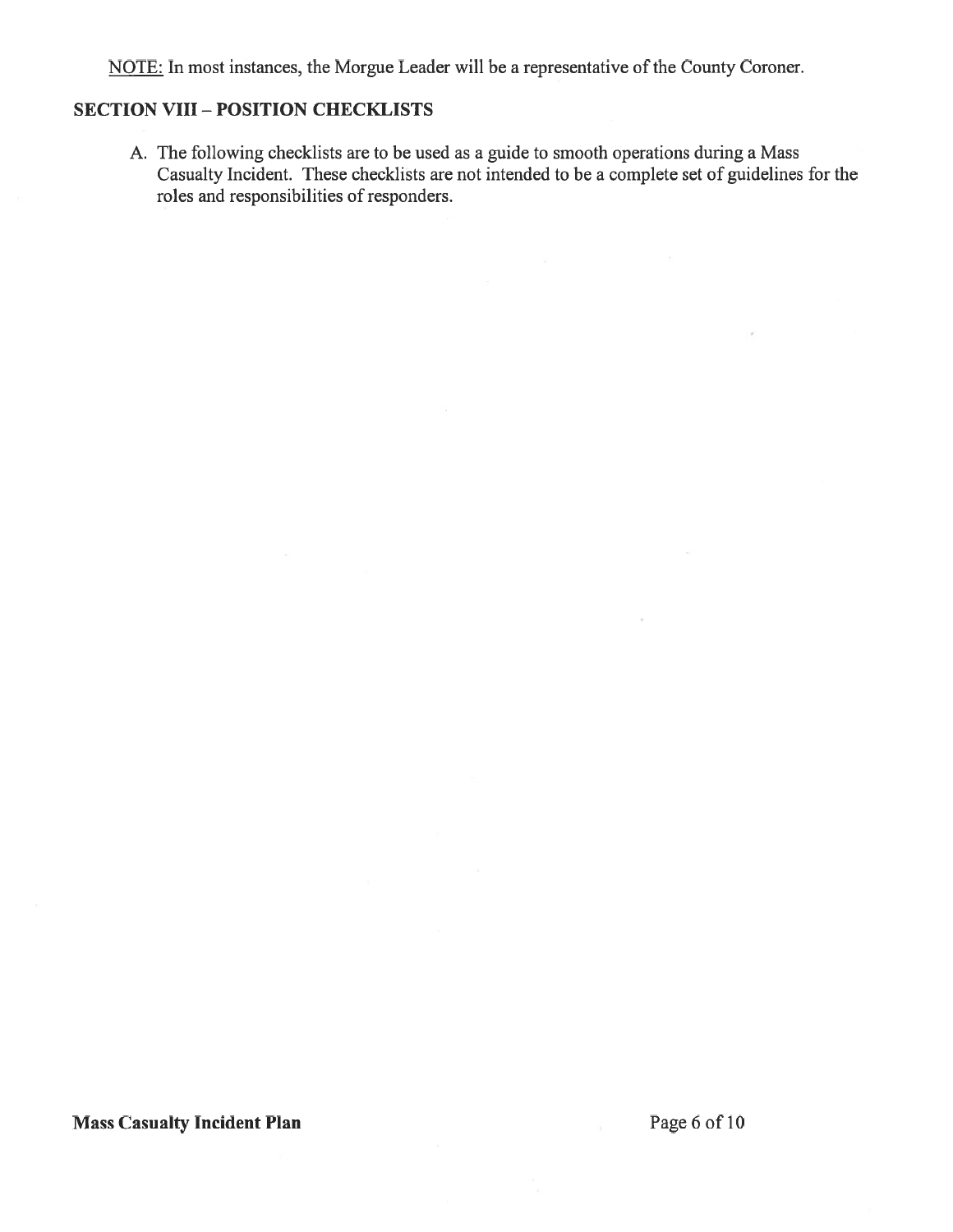<u>NOTE:</u> In most instances, the Morgue Leader will be a representative of the County Coroner.

## SECTION VIII – POSITION CHECKLISTS

A. The following checklists are to be used as a guide to smooth operations during a Mass Casualty Incident. These checklists are not intended to be a complete set of guidelines for the roles and responsibilities of responders.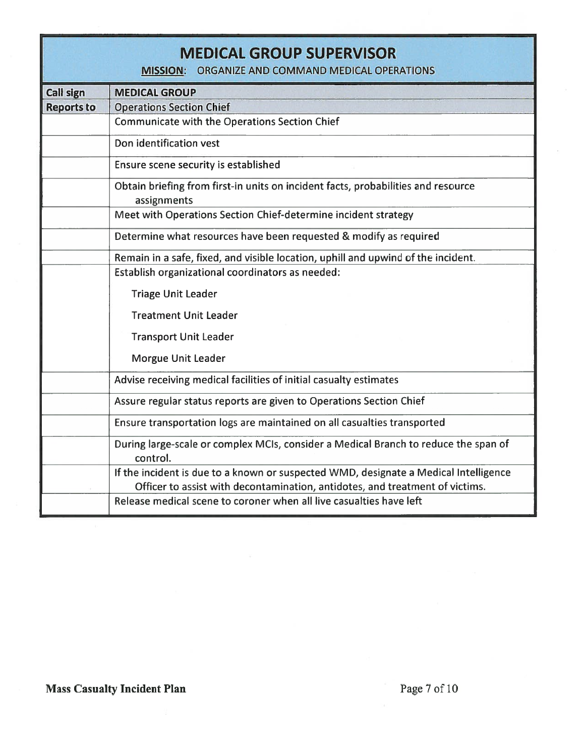# MEDICAL GROUP SUPERVISOR

**MISSION**: ORGANIZE AND COMMAND MEDICAL OPERATIONS

| **Call sign** | **MEDICAL GROUP** |
|---|---|
| **Reports to** | Operations Section Chief |
| | Communicate with the Operations Section Chief |
| | Don identification vest |
| | Ensure scene security is established |
| | Obtain briefing from first-in units on incident facts, probabilities and resource assignments |
| | Meet with Operations Section Chief-determine incident strategy |
| | Determine what resources have been requested & modify as required |
| | Remain in a safe, fixed, and visible location, uphill and upwind of the incident. |
| | Establish organizational coordinators as needed:<br>Triage Unit Leader<br>Treatment Unit Leader<br>Transport Unit Leader<br>Morgue Unit Leader |
| | Advise receiving medical facilities of initial casualty estimates |
| | Assure regular status reports are given to Operations Section Chief |
| | Ensure transportation logs are maintained on all casualties transported |
| | During large-scale or complex MCIs, consider a Medical Branch to reduce the span of control. |
| | If the incident is due to a known or suspected WMD, designate a Medical Intelligence Officer to assist with decontamination, antidotes, and treatment of victims. |
| | Release medical scene to coroner when all live casualties have left |

**Mass Casualty Incident Plan**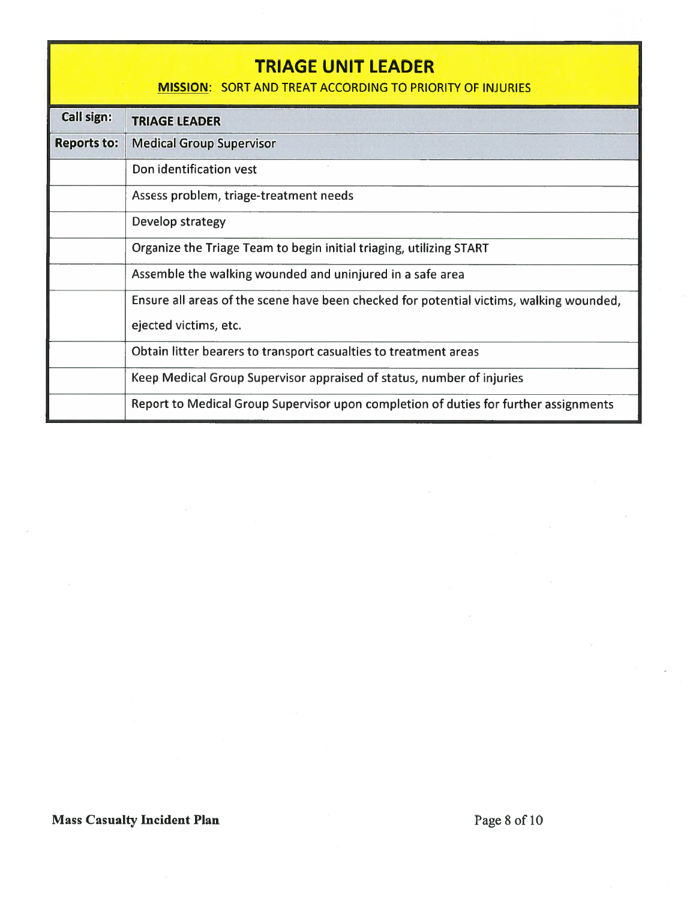## TRIAGE UNIT LEADER

**MISSION**: SORT AND TREAT ACCORDING TO PRIORITY OF INJURIES

| Call sign: | TRIAGE LEADER |
|---|---|
| **Reports to:** | Medical Group Supervisor |
| | Don identification vest |
| | Assess problem, triage-treatment needs |
| | Develop strategy |
| | Organize the Triage Team to begin initial triaging, utilizing START |
| | Assemble the walking wounded and uninjured in a safe area |
| | Ensure all areas of the scene have been checked for potential victims, walking wounded, ejected victims, etc. |
| | Obtain litter bearers to transport casualties to treatment areas |
| | Keep Medical Group Supervisor appraised of status, number of injuries |
| | Report to Medical Group Supervisor upon completion of duties for further assignments |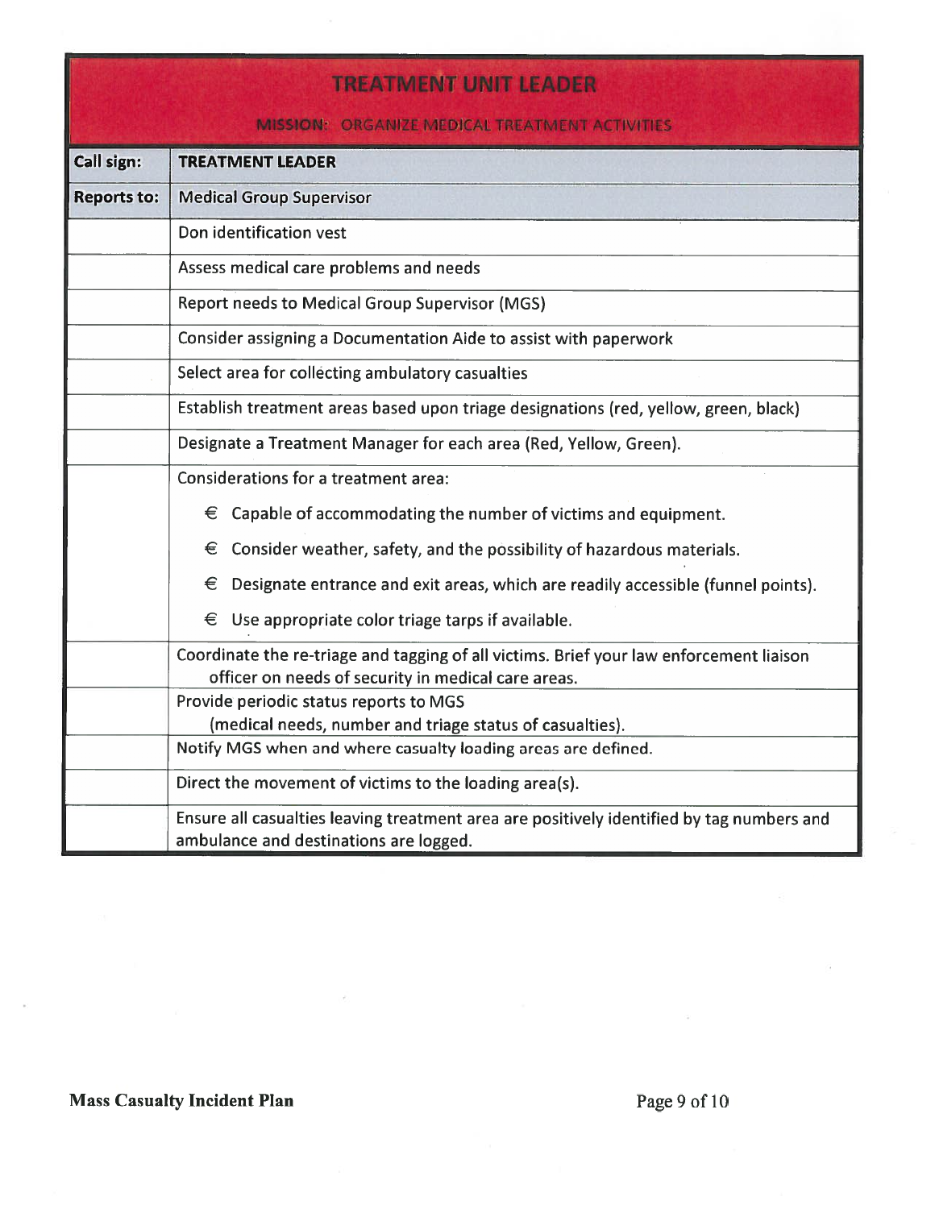# TREATMENT UNIT LEADER

**MISSION: ORGANIZE MEDICAL TREATMENT ACTIVITIES**

| **Call sign:** | **TREATMENT LEADER** |
|---|---|
| **Reports to:** | Medical Group Supervisor |
| | Don identification vest |
| | Assess medical care problems and needs |
| | Report needs to Medical Group Supervisor (MGS) |
| | Consider assigning a Documentation Aide to assist with paperwork |
| | Select area for collecting ambulatory casualties |
| | Establish treatment areas based upon triage designations (red, yellow, green, black) |
| | Designate a Treatment Manager for each area (Red, Yellow, Green). |
| | Considerations for a treatment area:<br>€ Capable of accommodating the number of victims and equipment.<br>€ Consider weather, safety, and the possibility of hazardous materials.<br>€ Designate entrance and exit areas, which are readily accessible (funnel points).<br>€ Use appropriate color triage tarps if available. |
| | Coordinate the re-triage and tagging of all victims. Brief your law enforcement liaison officer on needs of security in medical care areas. |
| | Provide periodic status reports to MGS (medical needs, number and triage status of casualties). |
| | Notify MGS when and where casualty loading areas are defined. |
| | Direct the movement of victims to the loading area(s). |
| | Ensure all casualties leaving treatment area are positively identified by tag numbers and ambulance and destinations are logged. |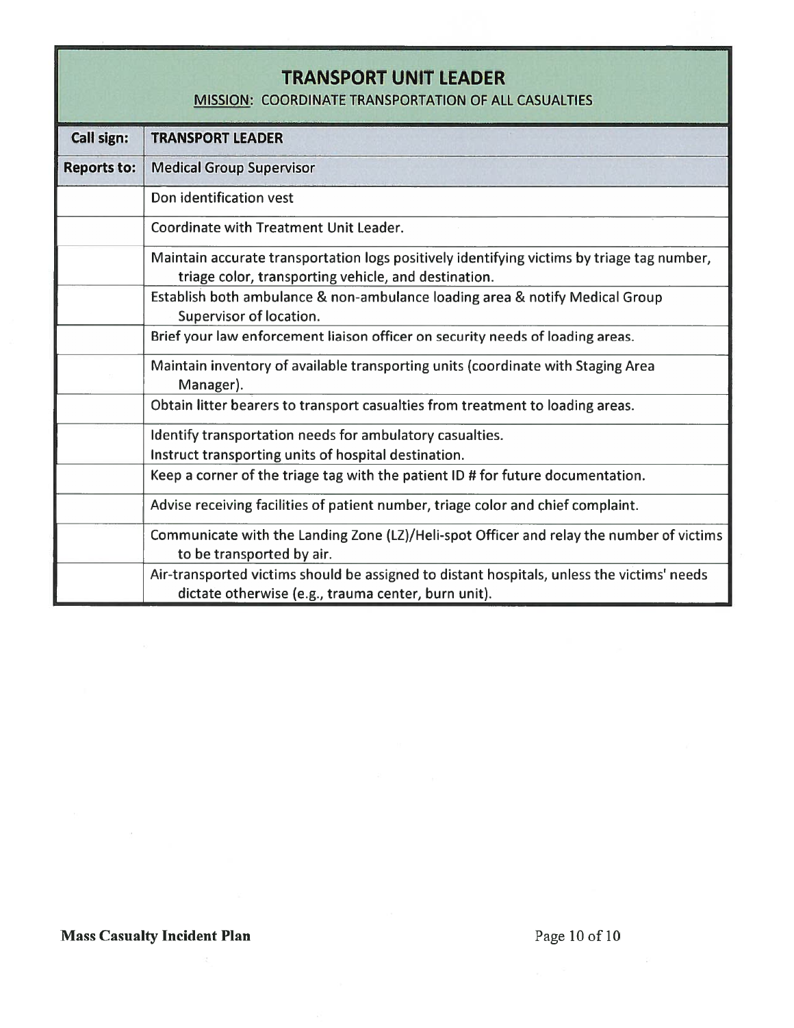## TRANSPORT UNIT LEADER

MISSION: COORDINATE TRANSPORTATION OF ALL CASUALTIES

| | |
|---|---|
| **Call sign:** | **TRANSPORT LEADER** |
| **Reports to:** | Medical Group Supervisor |
| | Don identification vest |
| | Coordinate with Treatment Unit Leader. |
| | Maintain accurate transportation logs positively identifying victims by triage tag number, triage color, transporting vehicle, and destination. |
| | Establish both ambulance & non-ambulance loading area & notify Medical Group Supervisor of location. |
| | Brief your law enforcement liaison officer on security needs of loading areas. |
| | Maintain inventory of available transporting units (coordinate with Staging Area Manager). |
| | Obtain litter bearers to transport casualties from treatment to loading areas. |
| | Identify transportation needs for ambulatory casualties.<br>Instruct transporting units of hospital destination. |
| | Keep a corner of the triage tag with the patient ID # for future documentation. |
| | Advise receiving facilities of patient number, triage color and chief complaint. |
| | Communicate with the Landing Zone (LZ)/Heli-spot Officer and relay the number of victims to be transported by air. |
| | Air-transported victims should be assigned to distant hospitals, unless the victims' needs dictate otherwise (e.g., trauma center, burn unit). |